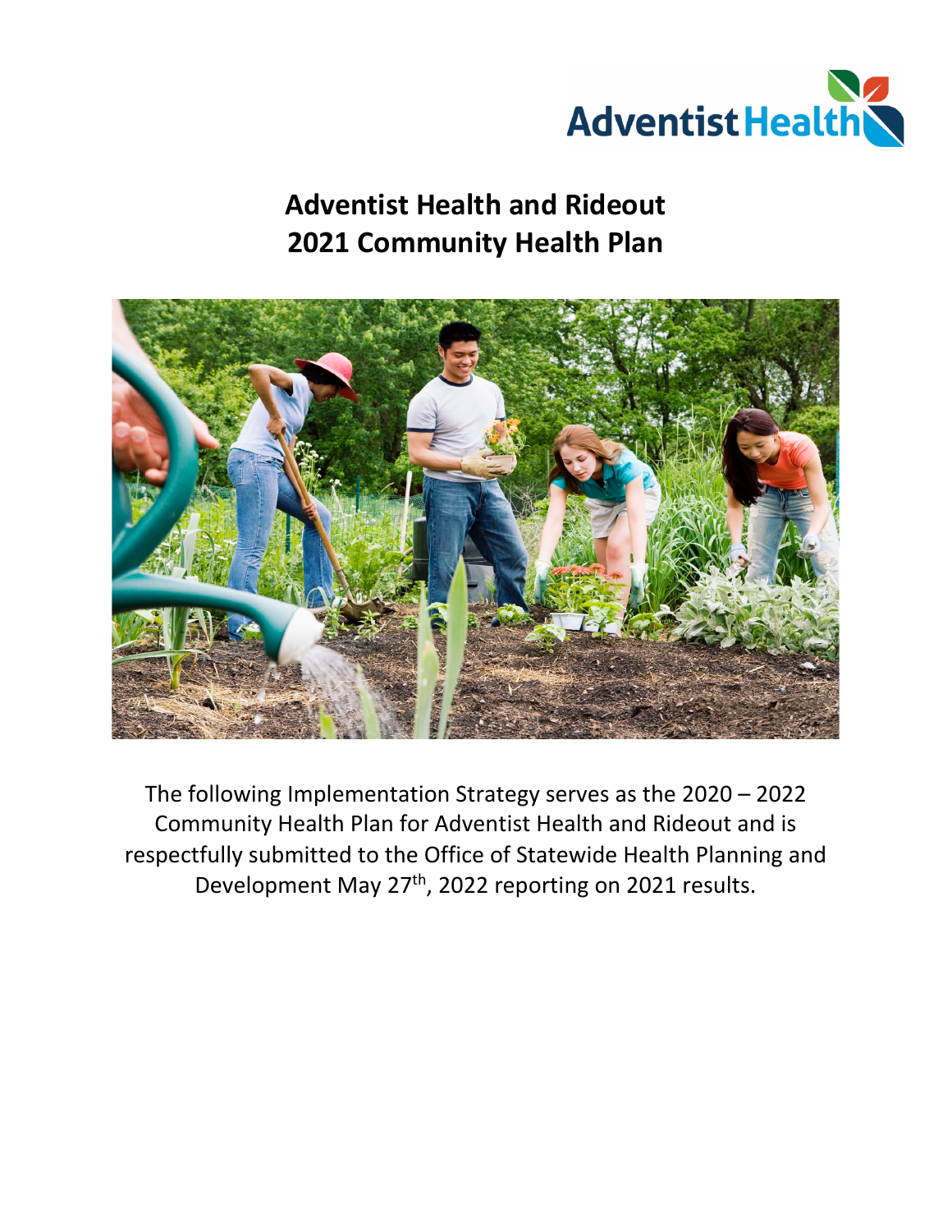Adventist Health

# Adventist Health and Rideout
# 2021 Community Health Plan

The following Implementation Strategy serves as the 2020 – 2022 Community Health Plan for Adventist Health and Rideout and is respectfully submitted to the Office of Statewide Health Planning and Development May 27th, 2022 reporting on 2021 results.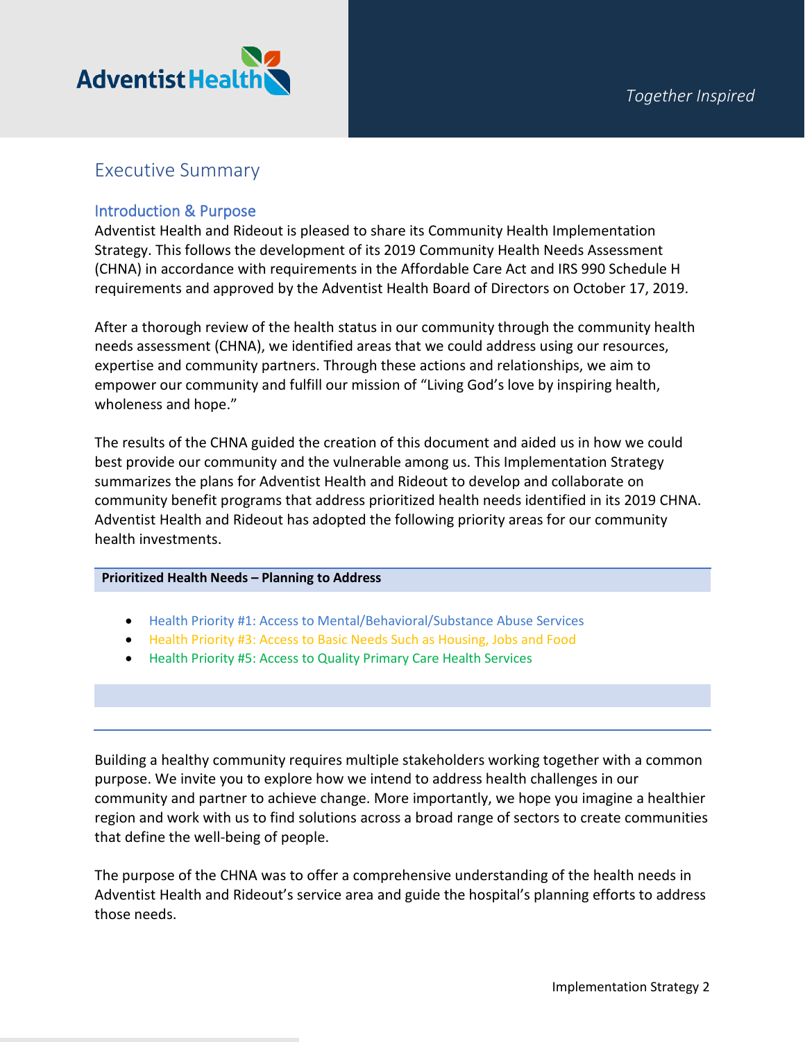# Executive Summary

## Introduction & Purpose

Adventist Health and Rideout is pleased to share its Community Health Implementation Strategy. This follows the development of its 2019 Community Health Needs Assessment (CHNA) in accordance with requirements in the Affordable Care Act and IRS 990 Schedule H requirements and approved by the Adventist Health Board of Directors on October 17, 2019.

After a thorough review of the health status in our community through the community health needs assessment (CHNA), we identified areas that we could address using our resources, expertise and community partners. Through these actions and relationships, we aim to empower our community and fulfill our mission of "Living God's love by inspiring health, wholeness and hope."

The results of the CHNA guided the creation of this document and aided us in how we could best provide our community and the vulnerable among us. This Implementation Strategy summarizes the plans for Adventist Health and Rideout to develop and collaborate on community benefit programs that address prioritized health needs identified in its 2019 CHNA. Adventist Health and Rideout has adopted the following priority areas for our community health investments.

**Prioritized Health Needs – Planning to Address**

- Health Priority #1: Access to Mental/Behavioral/Substance Abuse Services
- Health Priority #3: Access to Basic Needs Such as Housing, Jobs and Food
- Health Priority #5: Access to Quality Primary Care Health Services

Building a healthy community requires multiple stakeholders working together with a common purpose. We invite you to explore how we intend to address health challenges in our community and partner to achieve change. More importantly, we hope you imagine a healthier region and work with us to find solutions across a broad range of sectors to create communities that define the well-being of people.

The purpose of the CHNA was to offer a comprehensive understanding of the health needs in Adventist Health and Rideout's service area and guide the hospital's planning efforts to address those needs.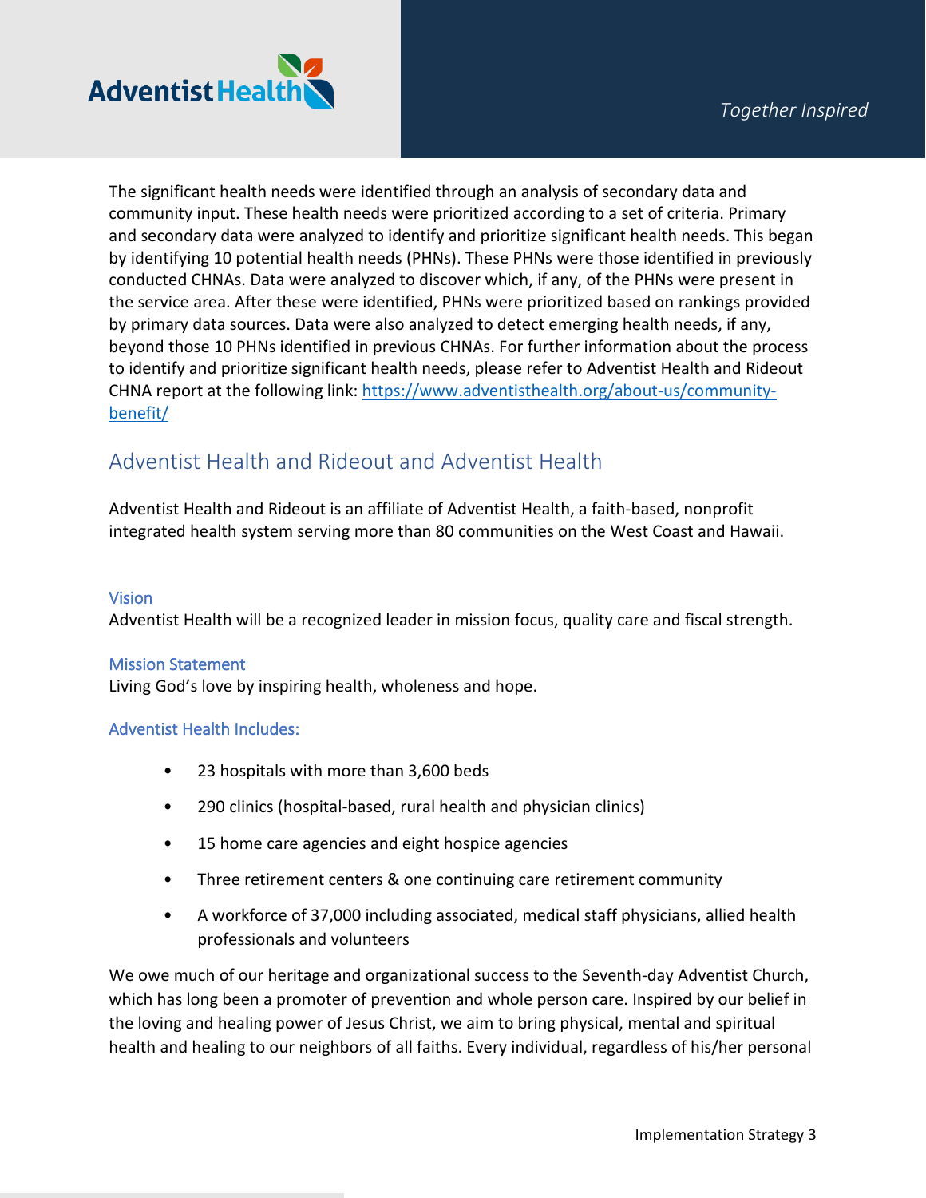The significant health needs were identified through an analysis of secondary data and community input. These health needs were prioritized according to a set of criteria. Primary and secondary data were analyzed to identify and prioritize significant health needs. This began by identifying 10 potential health needs (PHNs). These PHNs were those identified in previously conducted CHNAs. Data were analyzed to discover which, if any, of the PHNs were present in the service area. After these were identified, PHNs were prioritized based on rankings provided by primary data sources. Data were also analyzed to detect emerging health needs, if any, beyond those 10 PHNs identified in previous CHNAs. For further information about the process to identify and prioritize significant health needs, please refer to Adventist Health and Rideout CHNA report at the following link: [https://www.adventisthealth.org/about-us/community-benefit/](https://www.adventisthealth.org/about-us/community-benefit/)

## Adventist Health and Rideout and Adventist Health

Adventist Health and Rideout is an affiliate of Adventist Health, a faith-based, nonprofit integrated health system serving more than 80 communities on the West Coast and Hawaii.

### Vision

Adventist Health will be a recognized leader in mission focus, quality care and fiscal strength.

### Mission Statement

Living God's love by inspiring health, wholeness and hope.

### Adventist Health Includes:

- 23 hospitals with more than 3,600 beds
- 290 clinics (hospital-based, rural health and physician clinics)
- 15 home care agencies and eight hospice agencies
- Three retirement centers & one continuing care retirement community
- A workforce of 37,000 including associated, medical staff physicians, allied health professionals and volunteers

We owe much of our heritage and organizational success to the Seventh-day Adventist Church, which has long been a promoter of prevention and whole person care. Inspired by our belief in the loving and healing power of Jesus Christ, we aim to bring physical, mental and spiritual health and healing to our neighbors of all faiths. Every individual, regardless of his/her personal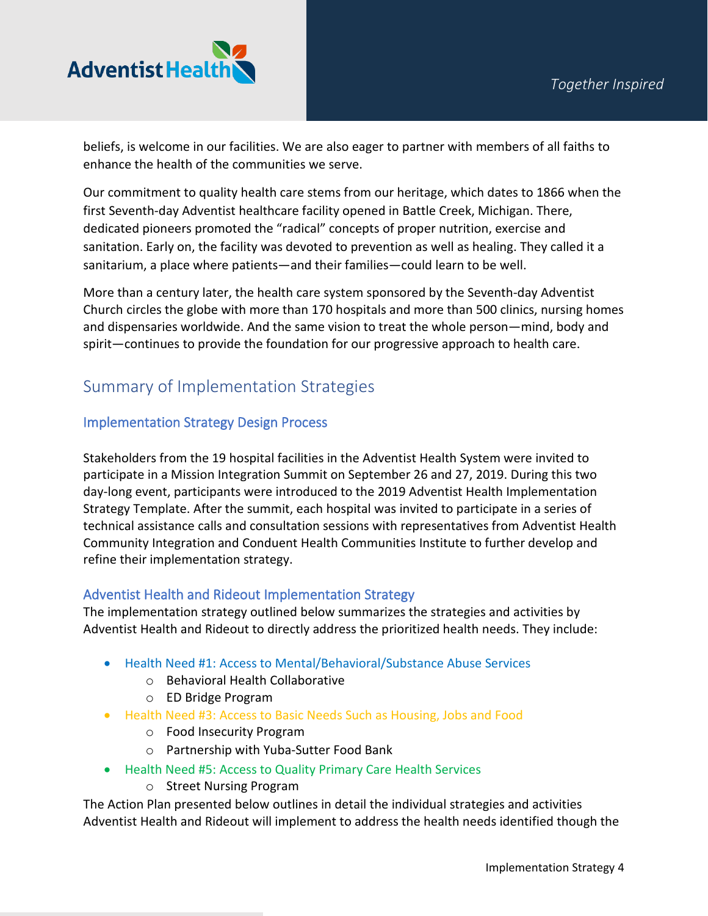beliefs, is welcome in our facilities. We are also eager to partner with members of all faiths to enhance the health of the communities we serve.

Our commitment to quality health care stems from our heritage, which dates to 1866 when the first Seventh-day Adventist healthcare facility opened in Battle Creek, Michigan. There, dedicated pioneers promoted the "radical" concepts of proper nutrition, exercise and sanitation. Early on, the facility was devoted to prevention as well as healing. They called it a sanitarium, a place where patients—and their families—could learn to be well.

More than a century later, the health care system sponsored by the Seventh-day Adventist Church circles the globe with more than 170 hospitals and more than 500 clinics, nursing homes and dispensaries worldwide. And the same vision to treat the whole person—mind, body and spirit—continues to provide the foundation for our progressive approach to health care.

## Summary of Implementation Strategies

### Implementation Strategy Design Process

Stakeholders from the 19 hospital facilities in the Adventist Health System were invited to participate in a Mission Integration Summit on September 26 and 27, 2019. During this two day-long event, participants were introduced to the 2019 Adventist Health Implementation Strategy Template. After the summit, each hospital was invited to participate in a series of technical assistance calls and consultation sessions with representatives from Adventist Health Community Integration and Conduent Health Communities Institute to further develop and refine their implementation strategy.

### Adventist Health and Rideout Implementation Strategy

The implementation strategy outlined below summarizes the strategies and activities by Adventist Health and Rideout to directly address the prioritized health needs. They include:

- Health Need #1: Access to Mental/Behavioral/Substance Abuse Services
  - Behavioral Health Collaborative
  - ED Bridge Program
- Health Need #3: Access to Basic Needs Such as Housing, Jobs and Food
  - Food Insecurity Program
  - Partnership with Yuba-Sutter Food Bank
- Health Need #5: Access to Quality Primary Care Health Services
  - Street Nursing Program

The Action Plan presented below outlines in detail the individual strategies and activities Adventist Health and Rideout will implement to address the health needs identified though the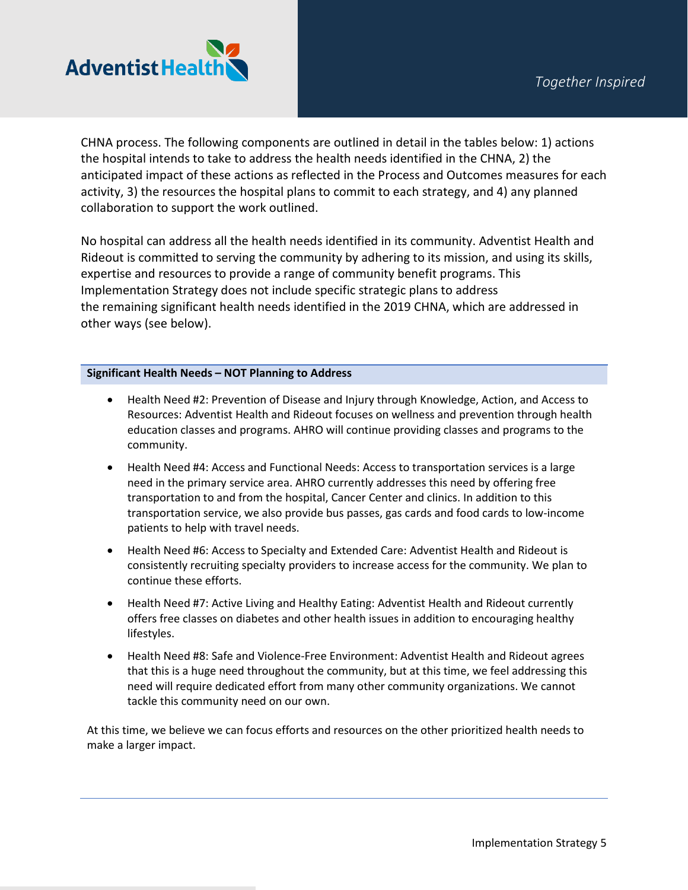CHNA process. The following components are outlined in detail in the tables below: 1) actions the hospital intends to take to address the health needs identified in the CHNA, 2) the anticipated impact of these actions as reflected in the Process and Outcomes measures for each activity, 3) the resources the hospital plans to commit to each strategy, and 4) any planned collaboration to support the work outlined.

No hospital can address all the health needs identified in its community. Adventist Health and Rideout is committed to serving the community by adhering to its mission, and using its skills, expertise and resources to provide a range of community benefit programs. This Implementation Strategy does not include specific strategic plans to address the remaining significant health needs identified in the 2019 CHNA, which are addressed in other ways (see below).

**Significant Health Needs – NOT Planning to Address**

- Health Need #2: Prevention of Disease and Injury through Knowledge, Action, and Access to Resources: Adventist Health and Rideout focuses on wellness and prevention through health education classes and programs. AHRO will continue providing classes and programs to the community.
- Health Need #4: Access and Functional Needs: Access to transportation services is a large need in the primary service area. AHRO currently addresses this need by offering free transportation to and from the hospital, Cancer Center and clinics. In addition to this transportation service, we also provide bus passes, gas cards and food cards to low-income patients to help with travel needs.
- Health Need #6: Access to Specialty and Extended Care: Adventist Health and Rideout is consistently recruiting specialty providers to increase access for the community. We plan to continue these efforts.
- Health Need #7: Active Living and Healthy Eating: Adventist Health and Rideout currently offers free classes on diabetes and other health issues in addition to encouraging healthy lifestyles.
- Health Need #8: Safe and Violence-Free Environment: Adventist Health and Rideout agrees that this is a huge need throughout the community, but at this time, we feel addressing this need will require dedicated effort from many other community organizations. We cannot tackle this community need on our own.

At this time, we believe we can focus efforts and resources on the other prioritized health needs to make a larger impact.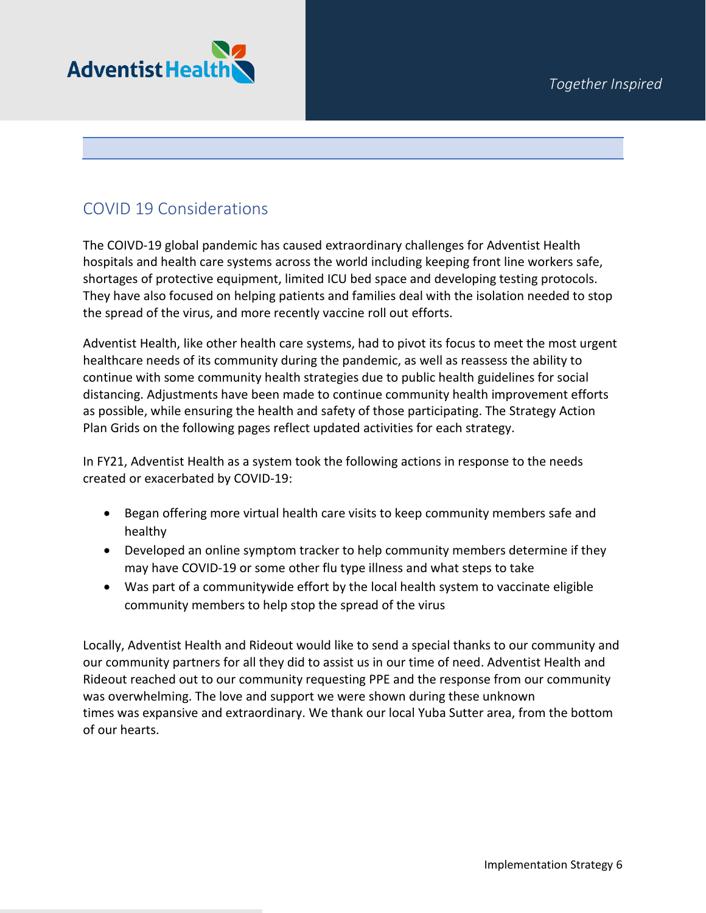## COVID 19 Considerations

The COIVD-19 global pandemic has caused extraordinary challenges for Adventist Health hospitals and health care systems across the world including keeping front line workers safe, shortages of protective equipment, limited ICU bed space and developing testing protocols. They have also focused on helping patients and families deal with the isolation needed to stop the spread of the virus, and more recently vaccine roll out efforts.

Adventist Health, like other health care systems, had to pivot its focus to meet the most urgent healthcare needs of its community during the pandemic, as well as reassess the ability to continue with some community health strategies due to public health guidelines for social distancing. Adjustments have been made to continue community health improvement efforts as possible, while ensuring the health and safety of those participating. The Strategy Action Plan Grids on the following pages reflect updated activities for each strategy.

In FY21, Adventist Health as a system took the following actions in response to the needs created or exacerbated by COVID-19:

- Began offering more virtual health care visits to keep community members safe and healthy
- Developed an online symptom tracker to help community members determine if they may have COVID-19 or some other flu type illness and what steps to take
- Was part of a communitywide effort by the local health system to vaccinate eligible community members to help stop the spread of the virus

Locally, Adventist Health and Rideout would like to send a special thanks to our community and our community partners for all they did to assist us in our time of need. Adventist Health and Rideout reached out to our community requesting PPE and the response from our community was overwhelming. The love and support we were shown during these unknown times was expansive and extraordinary. We thank our local Yuba Sutter area, from the bottom of our hearts.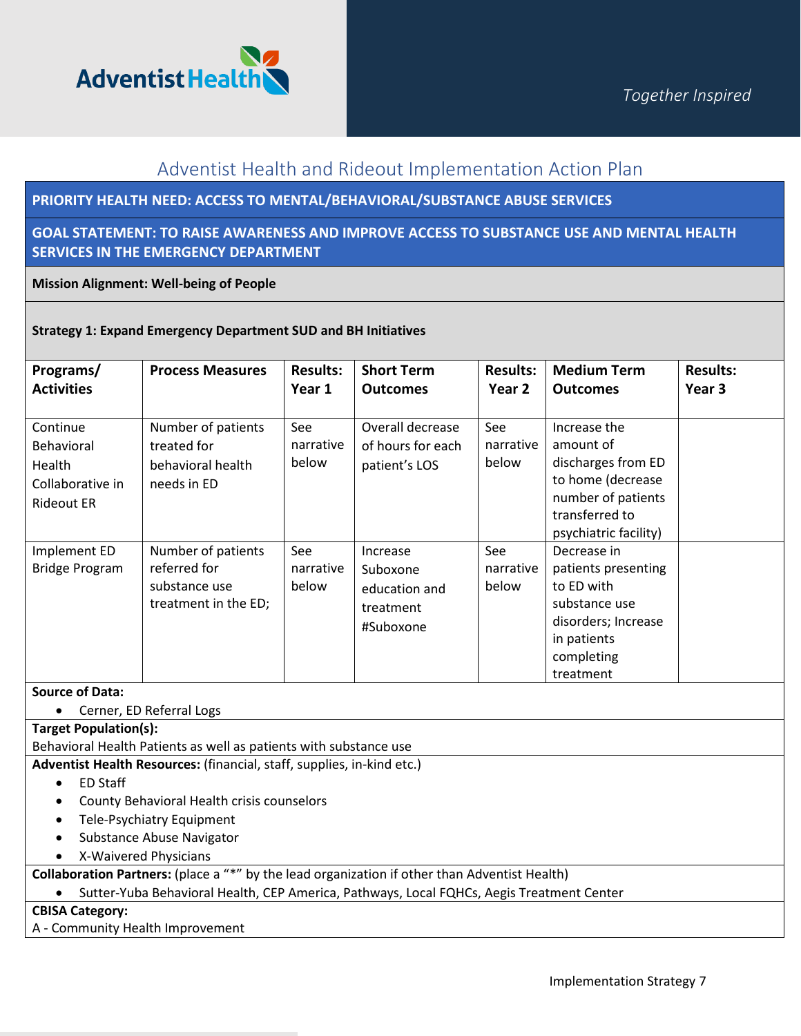Adventist Health

*Together Inspired*

## Adventist Health and Rideout Implementation Action Plan

**PRIORITY HEALTH NEED: ACCESS TO MENTAL/BEHAVIORAL/SUBSTANCE ABUSE SERVICES**

**GOAL STATEMENT: TO RAISE AWARENESS AND IMPROVE ACCESS TO SUBSTANCE USE AND MENTAL HEALTH SERVICES IN THE EMERGENCY DEPARTMENT**

**Mission Alignment: Well-being of People**

**Strategy 1: Expand Emergency Department SUD and BH Initiatives**

| Programs/ Activities | Process Measures | Results: Year 1 | Short Term Outcomes | Results: Year 2 | Medium Term Outcomes | Results: Year 3 |
|---|---|---|---|---|---|---|
| Continue Behavioral Health Collaborative in Rideout ER | Number of patients treated for behavioral health needs in ED | See narrative below | Overall decrease of hours for each patient's LOS | See narrative below | Increase the amount of discharges from ED to home (decrease number of patients transferred to psychiatric facility) | |
| Implement ED Bridge Program | Number of patients referred for substance use treatment in the ED; | See narrative below | Increase Suboxone education and treatment #Suboxone | See narrative below | Decrease in patients presenting to ED with substance use disorders; Increase in patients completing treatment | |

**Source of Data:**

- Cerner, ED Referral Logs

**Target Population(s):**

Behavioral Health Patients as well as patients with substance use

**Adventist Health Resources:** (financial, staff, supplies, in-kind etc.)

- ED Staff
- County Behavioral Health crisis counselors
- Tele-Psychiatry Equipment
- Substance Abuse Navigator
- X-Waivered Physicians

**Collaboration Partners:** (place a "*" by the lead organization if other than Adventist Health)

- Sutter-Yuba Behavioral Health, CEP America, Pathways, Local FQHCs, Aegis Treatment Center

**CBISA Category:**

A - Community Health Improvement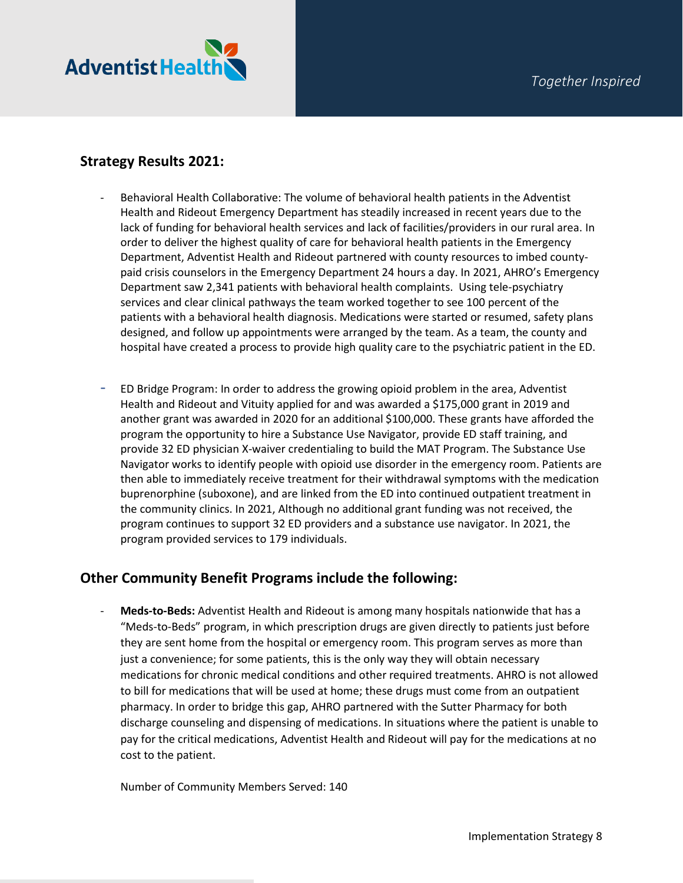## Strategy Results 2021:

- Behavioral Health Collaborative: The volume of behavioral health patients in the Adventist Health and Rideout Emergency Department has steadily increased in recent years due to the lack of funding for behavioral health services and lack of facilities/providers in our rural area. In order to deliver the highest quality of care for behavioral health patients in the Emergency Department, Adventist Health and Rideout partnered with county resources to imbed county-paid crisis counselors in the Emergency Department 24 hours a day. In 2021, AHRO's Emergency Department saw 2,341 patients with behavioral health complaints. Using tele-psychiatry services and clear clinical pathways the team worked together to see 100 percent of the patients with a behavioral health diagnosis. Medications were started or resumed, safety plans designed, and follow up appointments were arranged by the team. As a team, the county and hospital have created a process to provide high quality care to the psychiatric patient in the ED.

- ED Bridge Program: In order to address the growing opioid problem in the area, Adventist Health and Rideout and Vituity applied for and was awarded a $175,000 grant in 2019 and another grant was awarded in 2020 for an additional $100,000. These grants have afforded the program the opportunity to hire a Substance Use Navigator, provide ED staff training, and provide 32 ED physician X-waiver credentialing to build the MAT Program. The Substance Use Navigator works to identify people with opioid use disorder in the emergency room. Patients are then able to immediately receive treatment for their withdrawal symptoms with the medication buprenorphine (suboxone), and are linked from the ED into continued outpatient treatment in the community clinics. In 2021, Although no additional grant funding was not received, the program continues to support 32 ED providers and a substance use navigator. In 2021, the program provided services to 179 individuals.

## Other Community Benefit Programs include the following:

- **Meds-to-Beds:** Adventist Health and Rideout is among many hospitals nationwide that has a "Meds-to-Beds" program, in which prescription drugs are given directly to patients just before they are sent home from the hospital or emergency room. This program serves as more than just a convenience; for some patients, this is the only way they will obtain necessary medications for chronic medical conditions and other required treatments. AHRO is not allowed to bill for medications that will be used at home; these drugs must come from an outpatient pharmacy. In order to bridge this gap, AHRO partnered with the Sutter Pharmacy for both discharge counseling and dispensing of medications. In situations where the patient is unable to pay for the critical medications, Adventist Health and Rideout will pay for the medications at no cost to the patient.

  Number of Community Members Served: 140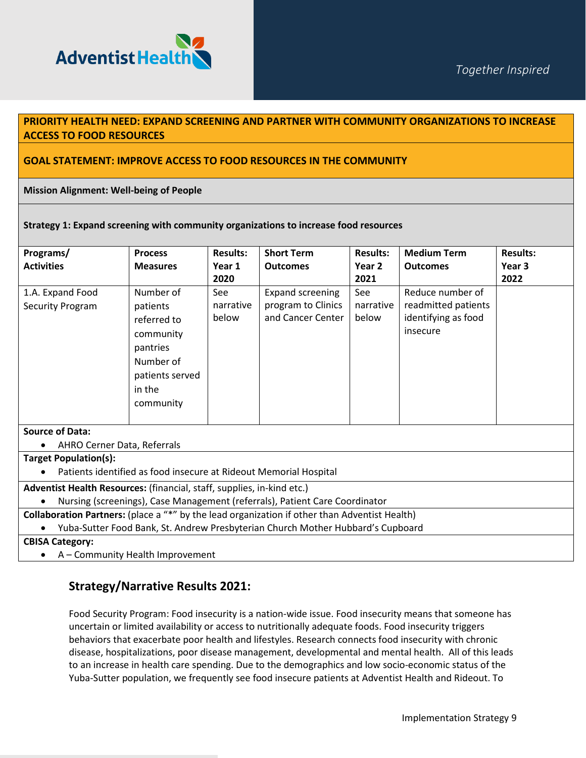**PRIORITY HEALTH NEED: EXPAND SCREENING AND PARTNER WITH COMMUNITY ORGANIZATIONS TO INCREASE ACCESS TO FOOD RESOURCES**

**GOAL STATEMENT: IMPROVE ACCESS TO FOOD RESOURCES IN THE COMMUNITY**

**Mission Alignment: Well-being of People**

**Strategy 1: Expand screening with community organizations to increase food resources**

| Programs/ Activities | Process Measures | Results: Year 1 2020 | Short Term Outcomes | Results: Year 2 2021 | Medium Term Outcomes | Results: Year 3 2022 |
|---|---|---|---|---|---|---|
| 1.A. Expand Food Security Program | Number of patients referred to community pantries<br>Number of patients served in the community | See narrative below | Expand screening program to Clinics and Cancer Center | See narrative below | Reduce number of readmitted patients identifying as food insecure | |

**Source of Data:**
- AHRO Cerner Data, Referrals

**Target Population(s):**
- Patients identified as food insecure at Rideout Memorial Hospital

**Adventist Health Resources:** (financial, staff, supplies, in-kind etc.)
- Nursing (screenings), Case Management (referrals), Patient Care Coordinator

**Collaboration Partners:** (place a "*" by the lead organization if other than Adventist Health)
- Yuba-Sutter Food Bank, St. Andrew Presbyterian Church Mother Hubbard's Cupboard

**CBISA Category:**
- A – Community Health Improvement

## Strategy/Narrative Results 2021:

Food Security Program: Food insecurity is a nation-wide issue. Food insecurity means that someone has uncertain or limited availability or access to nutritionally adequate foods. Food insecurity triggers behaviors that exacerbate poor health and lifestyles. Research connects food insecurity with chronic disease, hospitalizations, poor disease management, developmental and mental health. All of this leads to an increase in health care spending. Due to the demographics and low socio-economic status of the Yuba-Sutter population, we frequently see food insecure patients at Adventist Health and Rideout. To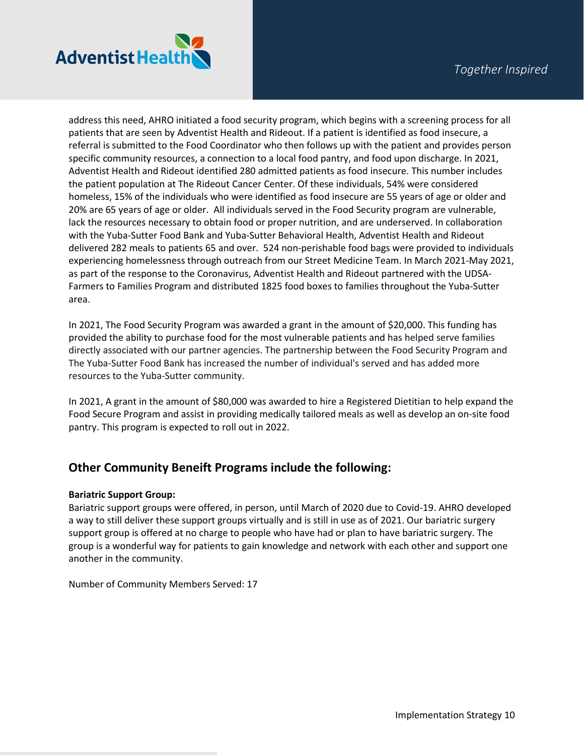address this need, AHRO initiated a food security program, which begins with a screening process for all patients that are seen by Adventist Health and Rideout. If a patient is identified as food insecure, a referral is submitted to the Food Coordinator who then follows up with the patient and provides person specific community resources, a connection to a local food pantry, and food upon discharge. In 2021, Adventist Health and Rideout identified 280 admitted patients as food insecure. This number includes the patient population at The Rideout Cancer Center. Of these individuals, 54% were considered homeless, 15% of the individuals who were identified as food insecure are 55 years of age or older and 20% are 65 years of age or older. All individuals served in the Food Security program are vulnerable, lack the resources necessary to obtain food or proper nutrition, and are underserved. In collaboration with the Yuba-Sutter Food Bank and Yuba-Sutter Behavioral Health, Adventist Health and Rideout delivered 282 meals to patients 65 and over. 524 non-perishable food bags were provided to individuals experiencing homelessness through outreach from our Street Medicine Team. In March 2021-May 2021, as part of the response to the Coronavirus, Adventist Health and Rideout partnered with the UDSA-Farmers to Families Program and distributed 1825 food boxes to families throughout the Yuba-Sutter area.

In 2021, The Food Security Program was awarded a grant in the amount of $20,000. This funding has provided the ability to purchase food for the most vulnerable patients and has helped serve families directly associated with our partner agencies. The partnership between the Food Security Program and The Yuba-Sutter Food Bank has increased the number of individual's served and has added more resources to the Yuba-Sutter community.

In 2021, A grant in the amount of $80,000 was awarded to hire a Registered Dietitian to help expand the Food Secure Program and assist in providing medically tailored meals as well as develop an on-site food pantry. This program is expected to roll out in 2022.

## Other Community Beneift Programs include the following:

**Bariatric Support Group:**
Bariatric support groups were offered, in person, until March of 2020 due to Covid-19. AHRO developed a way to still deliver these support groups virtually and is still in use as of 2021. Our bariatric surgery support group is offered at no charge to people who have had or plan to have bariatric surgery. The group is a wonderful way for patients to gain knowledge and network with each other and support one another in the community.

Number of Community Members Served: 17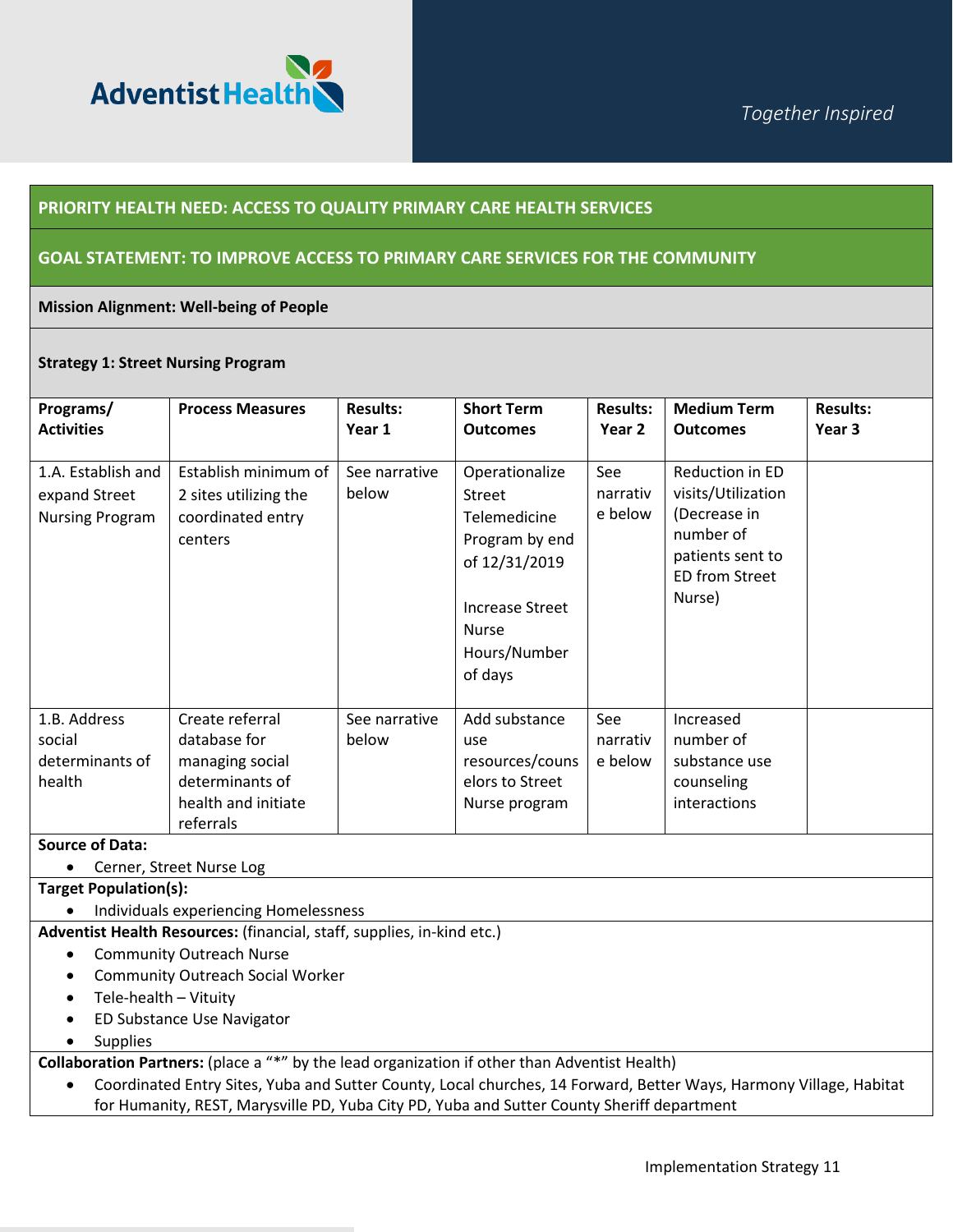**PRIORITY HEALTH NEED: ACCESS TO QUALITY PRIMARY CARE HEALTH SERVICES**

**GOAL STATEMENT: TO IMPROVE ACCESS TO PRIMARY CARE SERVICES FOR THE COMMUNITY**

**Mission Alignment: Well-being of People**

**Strategy 1: Street Nursing Program**

| Programs/ Activities | Process Measures | Results: Year 1 | Short Term Outcomes | Results: Year 2 | Medium Term Outcomes | Results: Year 3 |
|---|---|---|---|---|---|---|
| 1.A. Establish and expand Street Nursing Program | Establish minimum of 2 sites utilizing the coordinated entry centers | See narrative below | Operationalize Street Telemedicine Program by end of 12/31/2019<br><br>Increase Street Nurse Hours/Number of days | See narrative below | Reduction in ED visits/Utilization (Decrease in number of patients sent to ED from Street Nurse) | |
| 1.B. Address social determinants of health | Create referral database for managing social determinants of health and initiate referrals | See narrative below | Add substance use resources/counselors to Street Nurse program | See narrative below | Increased number of substance use counseling interactions | |

**Source of Data:**

- Cerner, Street Nurse Log

**Target Population(s):**

- Individuals experiencing Homelessness

**Adventist Health Resources:** (financial, staff, supplies, in-kind etc.)

- Community Outreach Nurse
- Community Outreach Social Worker
- Tele-health – Vituity
- ED Substance Use Navigator
- Supplies

**Collaboration Partners:** (place a "*" by the lead organization if other than Adventist Health)

- Coordinated Entry Sites, Yuba and Sutter County, Local churches, 14 Forward, Better Ways, Harmony Village, Habitat for Humanity, REST, Marysville PD, Yuba City PD, Yuba and Sutter County Sheriff department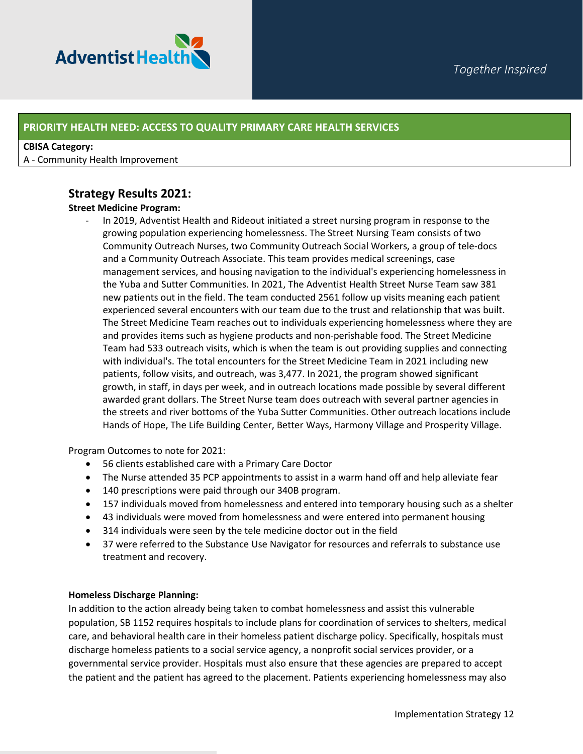## PRIORITY HEALTH NEED: ACCESS TO QUALITY PRIMARY CARE HEALTH SERVICES

**CBISA Category:**
A - Community Health Improvement

### Strategy Results 2021:

**Street Medicine Program:**

- In 2019, Adventist Health and Rideout initiated a street nursing program in response to the growing population experiencing homelessness. The Street Nursing Team consists of two Community Outreach Nurses, two Community Outreach Social Workers, a group of tele-docs and a Community Outreach Associate. This team provides medical screenings, case management services, and housing navigation to the individual's experiencing homelessness in the Yuba and Sutter Communities. In 2021, The Adventist Health Street Nurse Team saw 381 new patients out in the field. The team conducted 2561 follow up visits meaning each patient experienced several encounters with our team due to the trust and relationship that was built. The Street Medicine Team reaches out to individuals experiencing homelessness where they are and provides items such as hygiene products and non-perishable food. The Street Medicine Team had 533 outreach visits, which is when the team is out providing supplies and connecting with individual's. The total encounters for the Street Medicine Team in 2021 including new patients, follow visits, and outreach, was 3,477. In 2021, the program showed significant growth, in staff, in days per week, and in outreach locations made possible by several different awarded grant dollars. The Street Nurse team does outreach with several partner agencies in the streets and river bottoms of the Yuba Sutter Communities. Other outreach locations include Hands of Hope, The Life Building Center, Better Ways, Harmony Village and Prosperity Village.

Program Outcomes to note for 2021:

- 56 clients established care with a Primary Care Doctor
- The Nurse attended 35 PCP appointments to assist in a warm hand off and help alleviate fear
- 140 prescriptions were paid through our 340B program.
- 157 individuals moved from homelessness and entered into temporary housing such as a shelter
- 43 individuals were moved from homelessness and were entered into permanent housing
- 314 individuals were seen by the tele medicine doctor out in the field
- 37 were referred to the Substance Use Navigator for resources and referrals to substance use treatment and recovery.

**Homeless Discharge Planning:**

In addition to the action already being taken to combat homelessness and assist this vulnerable population, SB 1152 requires hospitals to include plans for coordination of services to shelters, medical care, and behavioral health care in their homeless patient discharge policy. Specifically, hospitals must discharge homeless patients to a social service agency, a nonprofit social services provider, or a governmental service provider. Hospitals must also ensure that these agencies are prepared to accept the patient and the patient has agreed to the placement. Patients experiencing homelessness may also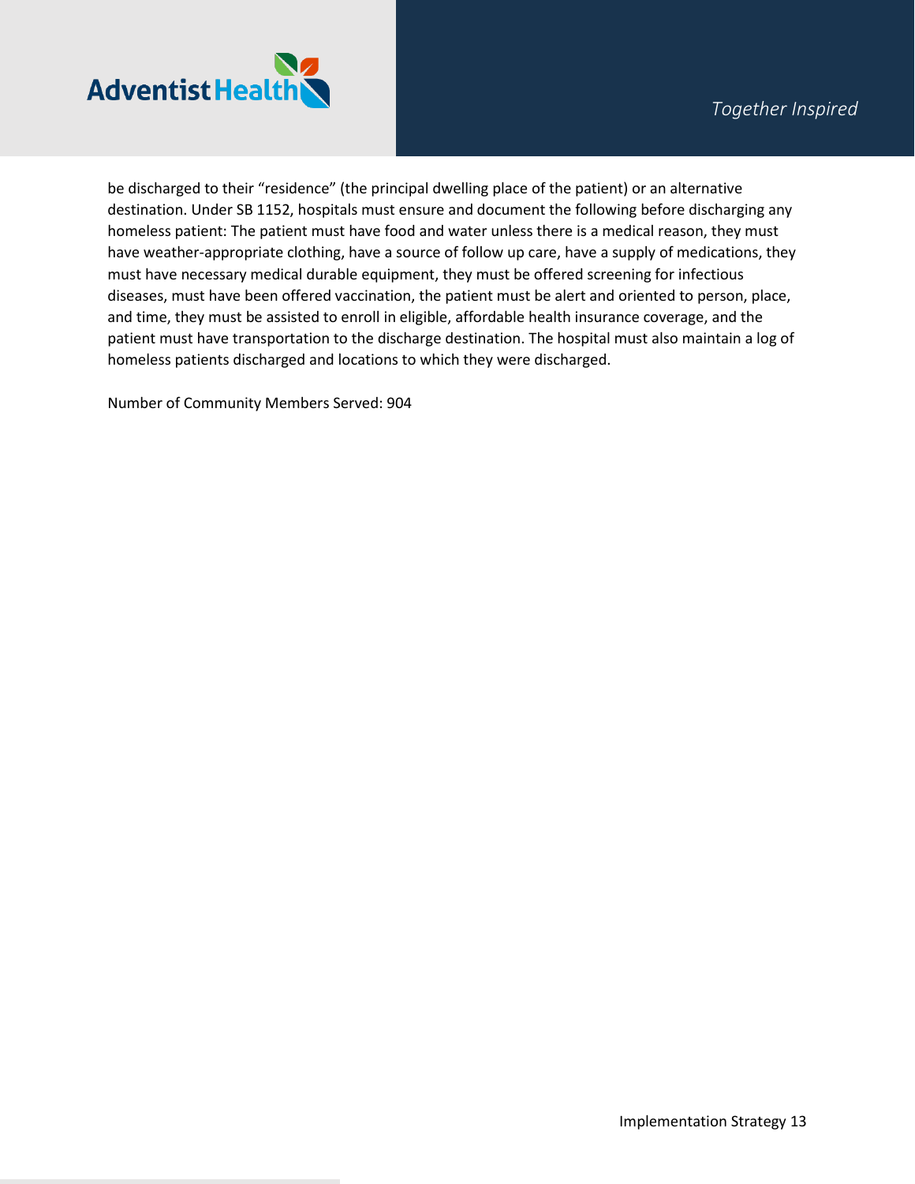be discharged to their "residence" (the principal dwelling place of the patient) or an alternative destination. Under SB 1152, hospitals must ensure and document the following before discharging any homeless patient: The patient must have food and water unless there is a medical reason, they must have weather-appropriate clothing, have a source of follow up care, have a supply of medications, they must have necessary medical durable equipment, they must be offered screening for infectious diseases, must have been offered vaccination, the patient must be alert and oriented to person, place, and time, they must be assisted to enroll in eligible, affordable health insurance coverage, and the patient must have transportation to the discharge destination. The hospital must also maintain a log of homeless patients discharged and locations to which they were discharged.

Number of Community Members Served: 904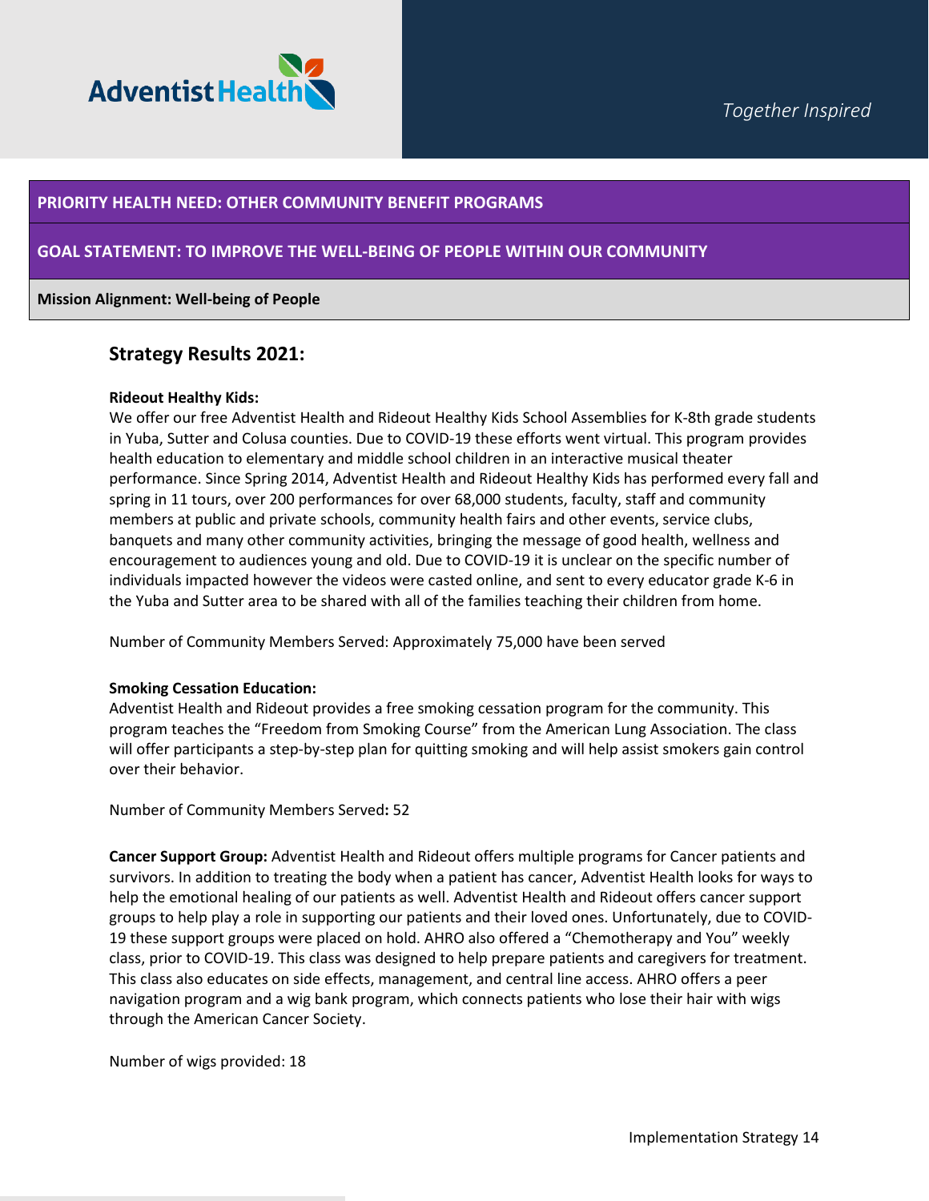**PRIORITY HEALTH NEED: OTHER COMMUNITY BENEFIT PROGRAMS**

**GOAL STATEMENT: TO IMPROVE THE WELL-BEING OF PEOPLE WITHIN OUR COMMUNITY**

**Mission Alignment: Well-being of People**

## Strategy Results 2021:

**Rideout Healthy Kids:**
We offer our free Adventist Health and Rideout Healthy Kids School Assemblies for K-8th grade students in Yuba, Sutter and Colusa counties. Due to COVID-19 these efforts went virtual. This program provides health education to elementary and middle school children in an interactive musical theater performance. Since Spring 2014, Adventist Health and Rideout Healthy Kids has performed every fall and spring in 11 tours, over 200 performances for over 68,000 students, faculty, staff and community members at public and private schools, community health fairs and other events, service clubs, banquets and many other community activities, bringing the message of good health, wellness and encouragement to audiences young and old. Due to COVID-19 it is unclear on the specific number of individuals impacted however the videos were casted online, and sent to every educator grade K-6 in the Yuba and Sutter area to be shared with all of the families teaching their children from home.

Number of Community Members Served: Approximately 75,000 have been served

**Smoking Cessation Education:**
Adventist Health and Rideout provides a free smoking cessation program for the community. This program teaches the "Freedom from Smoking Course" from the American Lung Association. The class will offer participants a step-by-step plan for quitting smoking and will help assist smokers gain control over their behavior.

Number of Community Members Served**:** 52

**Cancer Support Group:** Adventist Health and Rideout offers multiple programs for Cancer patients and survivors. In addition to treating the body when a patient has cancer, Adventist Health looks for ways to help the emotional healing of our patients as well. Adventist Health and Rideout offers cancer support groups to help play a role in supporting our patients and their loved ones. Unfortunately, due to COVID-19 these support groups were placed on hold. AHRO also offered a "Chemotherapy and You" weekly class, prior to COVID-19. This class was designed to help prepare patients and caregivers for treatment. This class also educates on side effects, management, and central line access. AHRO offers a peer navigation program and a wig bank program, which connects patients who lose their hair with wigs through the American Cancer Society.

Number of wigs provided: 18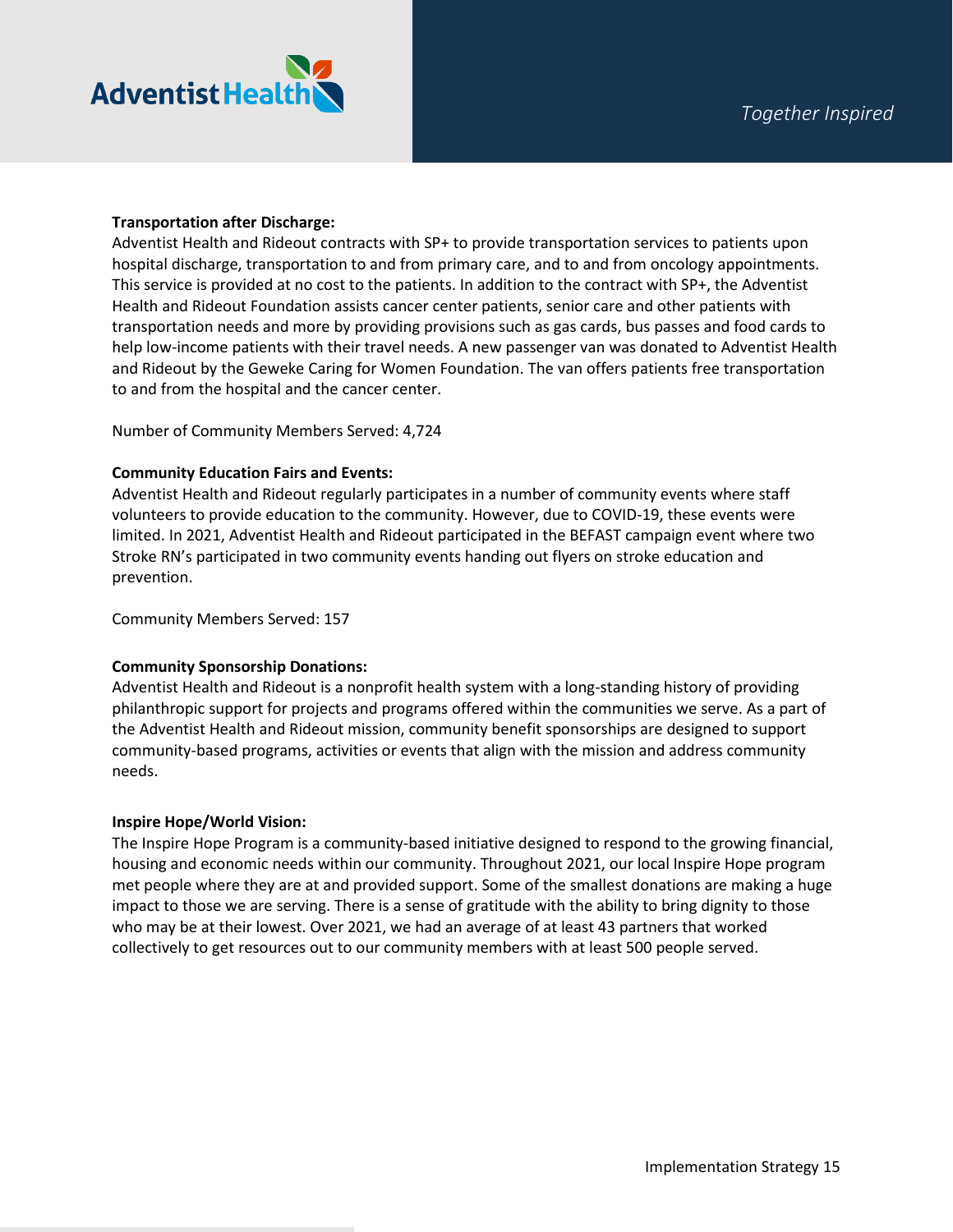**Transportation after Discharge:**
Adventist Health and Rideout contracts with SP+ to provide transportation services to patients upon hospital discharge, transportation to and from primary care, and to and from oncology appointments. This service is provided at no cost to the patients. In addition to the contract with SP+, the Adventist Health and Rideout Foundation assists cancer center patients, senior care and other patients with transportation needs and more by providing provisions such as gas cards, bus passes and food cards to help low-income patients with their travel needs. A new passenger van was donated to Adventist Health and Rideout by the Geweke Caring for Women Foundation. The van offers patients free transportation to and from the hospital and the cancer center.

Number of Community Members Served: 4,724

**Community Education Fairs and Events:**
Adventist Health and Rideout regularly participates in a number of community events where staff volunteers to provide education to the community. However, due to COVID-19, these events were limited. In 2021, Adventist Health and Rideout participated in the BEFAST campaign event where two Stroke RN's participated in two community events handing out flyers on stroke education and prevention.

Community Members Served: 157

**Community Sponsorship Donations:**
Adventist Health and Rideout is a nonprofit health system with a long-standing history of providing philanthropic support for projects and programs offered within the communities we serve. As a part of the Adventist Health and Rideout mission, community benefit sponsorships are designed to support community-based programs, activities or events that align with the mission and address community needs.

**Inspire Hope/World Vision:**
The Inspire Hope Program is a community-based initiative designed to respond to the growing financial, housing and economic needs within our community. Throughout 2021, our local Inspire Hope program met people where they are at and provided support. Some of the smallest donations are making a huge impact to those we are serving. There is a sense of gratitude with the ability to bring dignity to those who may be at their lowest. Over 2021, we had an average of at least 43 partners that worked collectively to get resources out to our community members with at least 500 people served.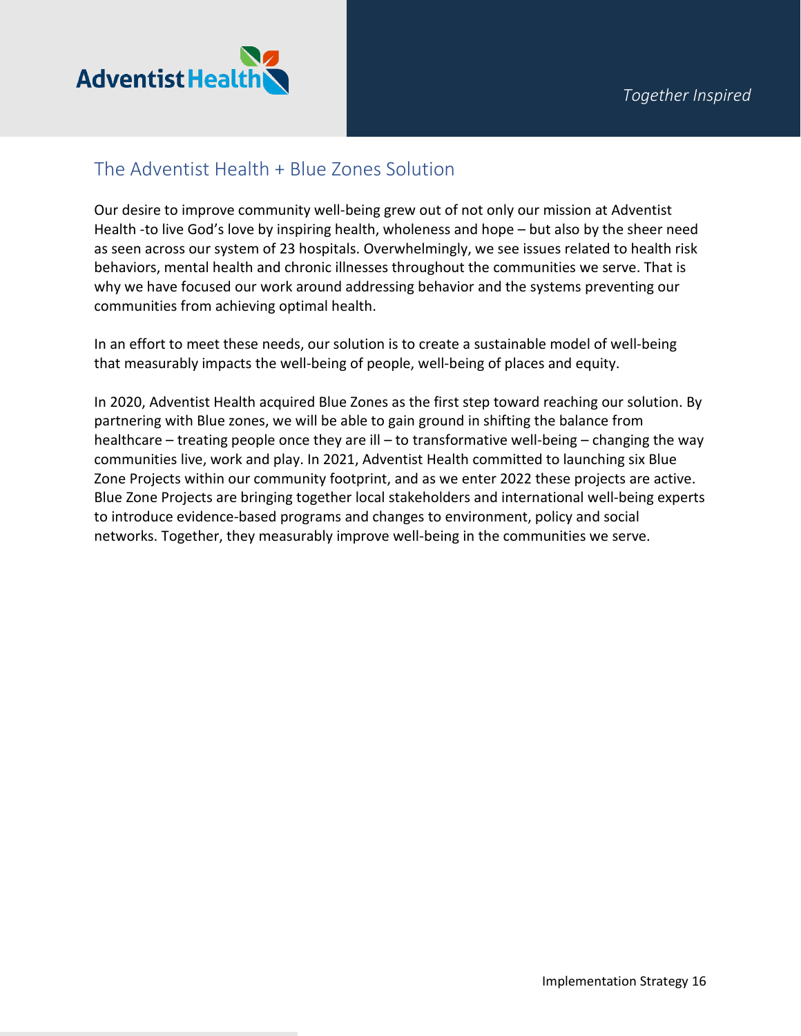## The Adventist Health + Blue Zones Solution

Our desire to improve community well-being grew out of not only our mission at Adventist Health -to live God's love by inspiring health, wholeness and hope – but also by the sheer need as seen across our system of 23 hospitals. Overwhelmingly, we see issues related to health risk behaviors, mental health and chronic illnesses throughout the communities we serve. That is why we have focused our work around addressing behavior and the systems preventing our communities from achieving optimal health.

In an effort to meet these needs, our solution is to create a sustainable model of well-being that measurably impacts the well-being of people, well-being of places and equity.

In 2020, Adventist Health acquired Blue Zones as the first step toward reaching our solution. By partnering with Blue zones, we will be able to gain ground in shifting the balance from healthcare – treating people once they are ill – to transformative well-being – changing the way communities live, work and play. In 2021, Adventist Health committed to launching six Blue Zone Projects within our community footprint, and as we enter 2022 these projects are active. Blue Zone Projects are bringing together local stakeholders and international well-being experts to introduce evidence-based programs and changes to environment, policy and social networks. Together, they measurably improve well-being in the communities we serve.